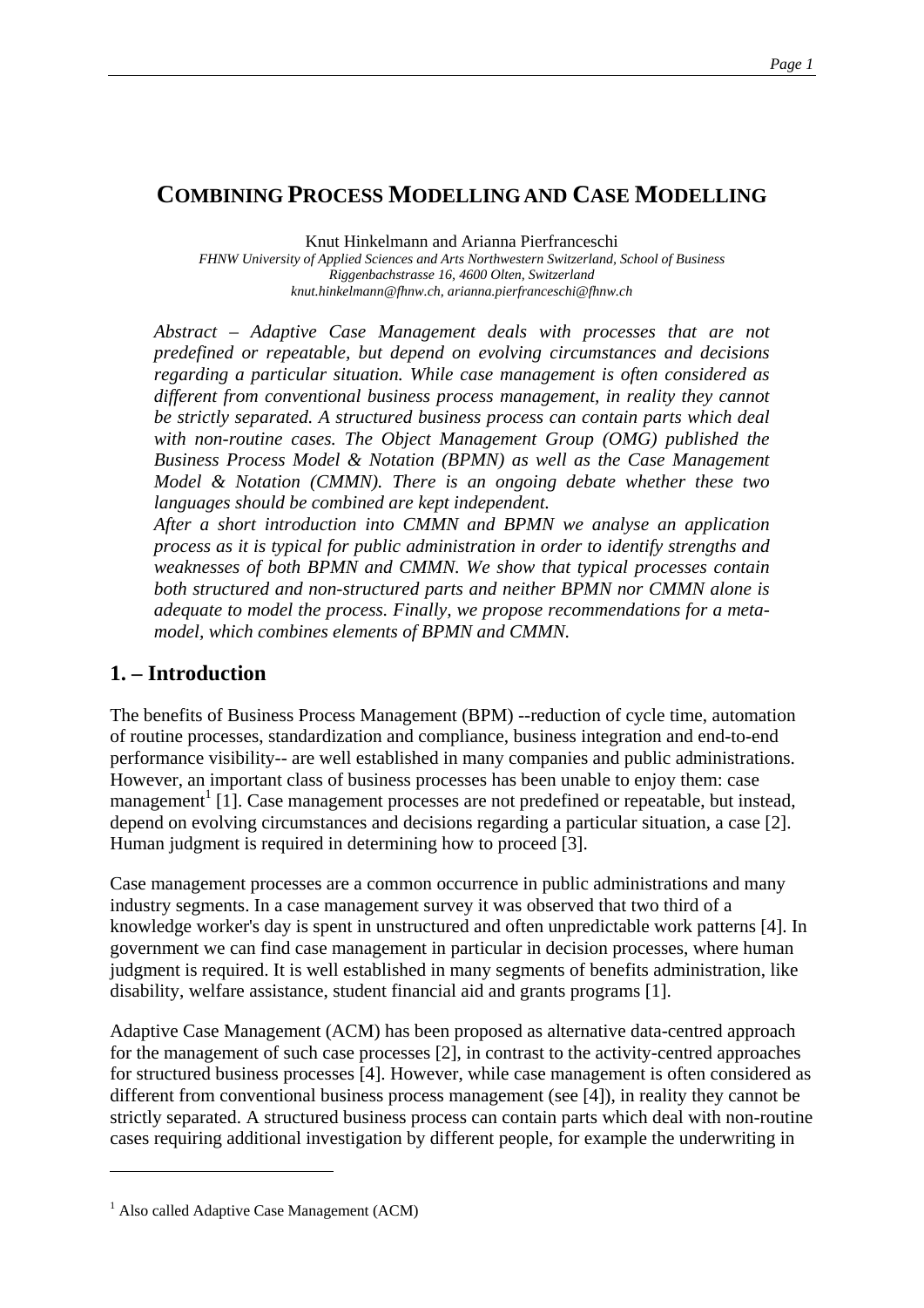# COMBINING PROCESS MODELLING AND CASE MODELLING

Knut Hinkelmann and Arianna Pierfranceschi

*FHNW University of Applied Sciences and Arts Northwestern Switzerland, School of Business*
*Riggenbachstrasse 16, 4600 Olten, Switzerland*
*knut.hinkelmann@fhnw.ch, arianna.pierfranceschi@fhnw.ch*

*Abstract – Adaptive Case Management deals with processes that are not predefined or repeatable, but depend on evolving circumstances and decisions regarding a particular situation. While case management is often considered as different from conventional business process management, in reality they cannot be strictly separated. A structured business process can contain parts which deal with non-routine cases. The Object Management Group (OMG) published the Business Process Model & Notation (BPMN) as well as the Case Management Model & Notation (CMMN). There is an ongoing debate whether these two languages should be combined are kept independent.*

*After a short introduction into CMMN and BPMN we analyse an application process as it is typical for public administration in order to identify strengths and weaknesses of both BPMN and CMMN. We show that typical processes contain both structured and non-structured parts and neither BPMN nor CMMN alone is adequate to model the process. Finally, we propose recommendations for a meta-model, which combines elements of BPMN and CMMN.*

## 1. – Introduction

The benefits of Business Process Management (BPM) --reduction of cycle time, automation of routine processes, standardization and compliance, business integration and end-to-end performance visibility-- are well established in many companies and public administrations. However, an important class of business processes has been unable to enjoy them: case management[1] [1]. Case management processes are not predefined or repeatable, but instead, depend on evolving circumstances and decisions regarding a particular situation, a case [2]. Human judgment is required in determining how to proceed [3].

Case management processes are a common occurrence in public administrations and many industry segments. In a case management survey it was observed that two third of a knowledge worker's day is spent in unstructured and often unpredictable work patterns [4]. In government we can find case management in particular in decision processes, where human judgment is required. It is well established in many segments of benefits administration, like disability, welfare assistance, student financial aid and grants programs [1].

Adaptive Case Management (ACM) has been proposed as alternative data-centred approach for the management of such case processes [2], in contrast to the activity-centred approaches for structured business processes [4]. However, while case management is often considered as different from conventional business process management (see [4]), in reality they cannot be strictly separated. A structured business process can contain parts which deal with non-routine cases requiring additional investigation by different people, for example the underwriting in

---

[1] Also called Adaptive Case Management (ACM)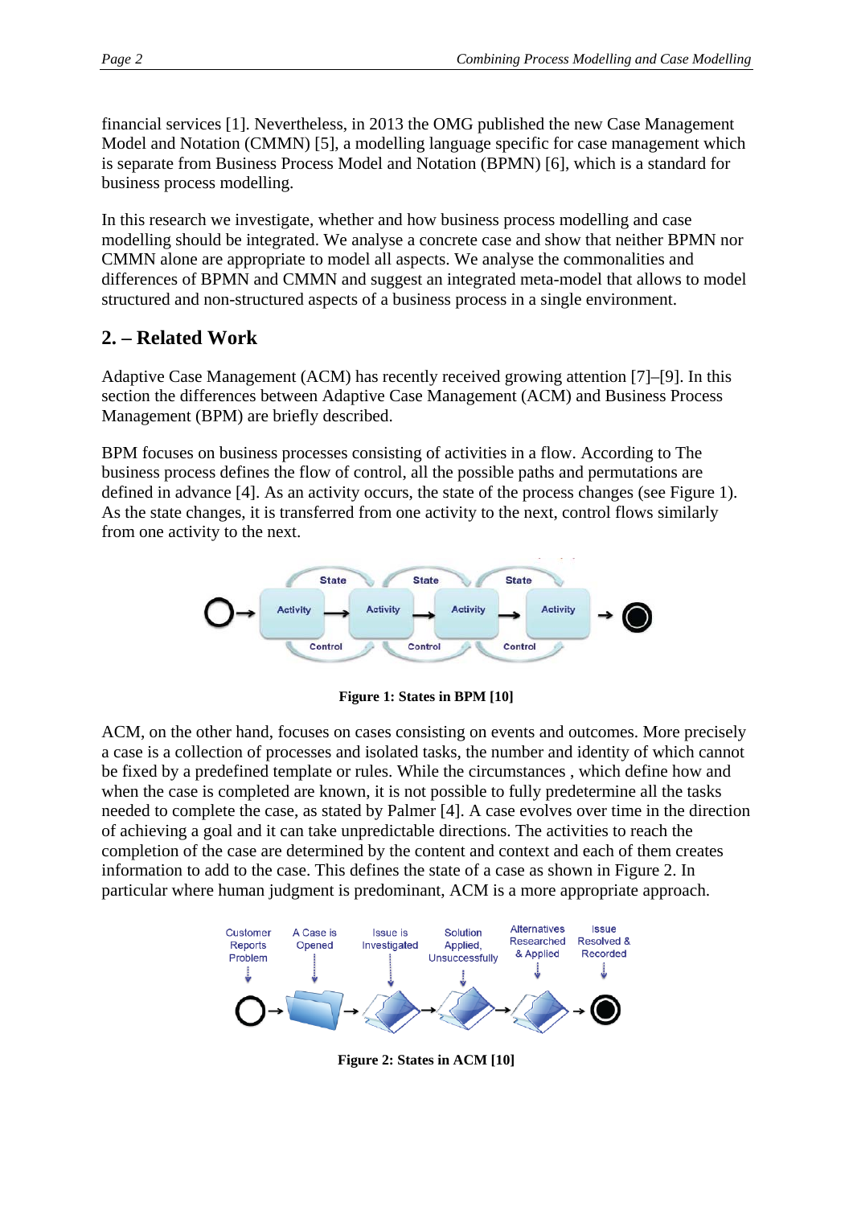financial services [1]. Nevertheless, in 2013 the OMG published the new Case Management Model and Notation (CMMN) [5], a modelling language specific for case management which is separate from Business Process Model and Notation (BPMN) [6], which is a standard for business process modelling.

In this research we investigate, whether and how business process modelling and case modelling should be integrated. We analyse a concrete case and show that neither BPMN nor CMMN alone are appropriate to model all aspects. We analyse the commonalities and differences of BPMN and CMMN and suggest an integrated meta-model that allows to model structured and non-structured aspects of a business process in a single environment.

## 2. – Related Work

Adaptive Case Management (ACM) has recently received growing attention [7]–[9]. In this section the differences between Adaptive Case Management (ACM) and Business Process Management (BPM) are briefly described.

BPM focuses on business processes consisting of activities in a flow. According to The business process defines the flow of control, all the possible paths and permutations are defined in advance [4]. As an activity occurs, the state of the process changes (see Figure 1). As the state changes, it is transferred from one activity to the next, control flows similarly from one activity to the next.

**Figure 1: States in BPM [10]**

ACM, on the other hand, focuses on cases consisting on events and outcomes. More precisely a case is a collection of processes and isolated tasks, the number and identity of which cannot be fixed by a predefined template or rules. While the circumstances , which define how and when the case is completed are known, it is not possible to fully predetermine all the tasks needed to complete the case, as stated by Palmer [4]. A case evolves over time in the direction of achieving a goal and it can take unpredictable directions. The activities to reach the completion of the case are determined by the content and context and each of them creates information to add to the case. This defines the state of a case as shown in Figure 2. In particular where human judgment is predominant, ACM is a more appropriate approach.

**Figure 2: States in ACM [10]**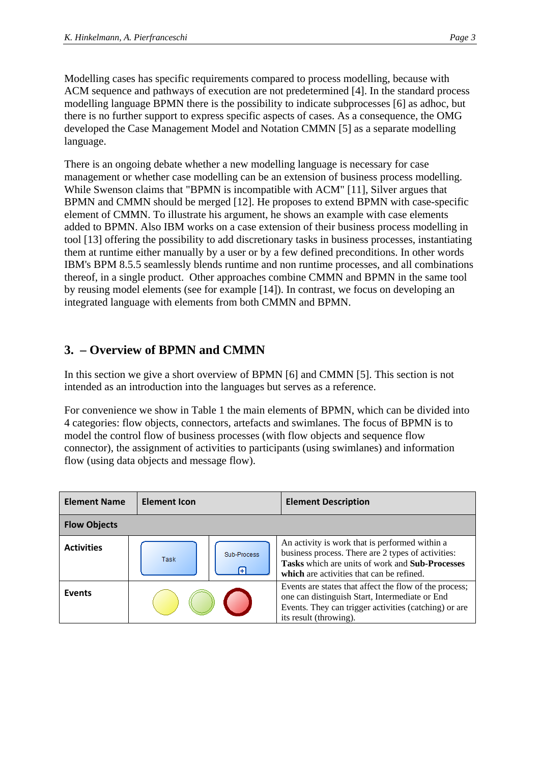Modelling cases has specific requirements compared to process modelling, because with ACM sequence and pathways of execution are not predetermined [4]. In the standard process modelling language BPMN there is the possibility to indicate subprocesses [6] as adhoc, but there is no further support to express specific aspects of cases. As a consequence, the OMG developed the Case Management Model and Notation CMMN [5] as a separate modelling language.

There is an ongoing debate whether a new modelling language is necessary for case management or whether case modelling can be an extension of business process modelling. While Swenson claims that "BPMN is incompatible with ACM" [11], Silver argues that BPMN and CMMN should be merged [12]. He proposes to extend BPMN with case-specific element of CMMN. To illustrate his argument, he shows an example with case elements added to BPMN. Also IBM works on a case extension of their business process modelling in tool [13] offering the possibility to add discretionary tasks in business processes, instantiating them at runtime either manually by a user or by a few defined preconditions. In other words IBM's BPM 8.5.5 seamlessly blends runtime and non runtime processes, and all combinations thereof, in a single product. Other approaches combine CMMN and BPMN in the same tool by reusing model elements (see for example [14]). In contrast, we focus on developing an integrated language with elements from both CMMN and BPMN.

## 3. – Overview of BPMN and CMMN

In this section we give a short overview of BPMN [6] and CMMN [5]. This section is not intended as an introduction into the languages but serves as a reference.

For convenience we show in Table 1 the main elements of BPMN, which can be divided into 4 categories: flow objects, connectors, artefacts and swimlanes. The focus of BPMN is to model the control flow of business processes (with flow objects and sequence flow connector), the assignment of activities to participants (using swimlanes) and information flow (using data objects and message flow).

| Element Name | Element Icon | | Element Description |
|---|---|---|---|
| **Flow Objects** | | | |
| **Activities** | Task | Sub-Process | An activity is work that is performed within a business process. There are 2 types of activities: **Tasks** which are units of work and **Sub-Processes which** are activities that can be refined. |
| **Events** | | | Events are states that affect the flow of the process; one can distinguish Start, Intermediate or End Events. They can trigger activities (catching) or are its result (throwing). |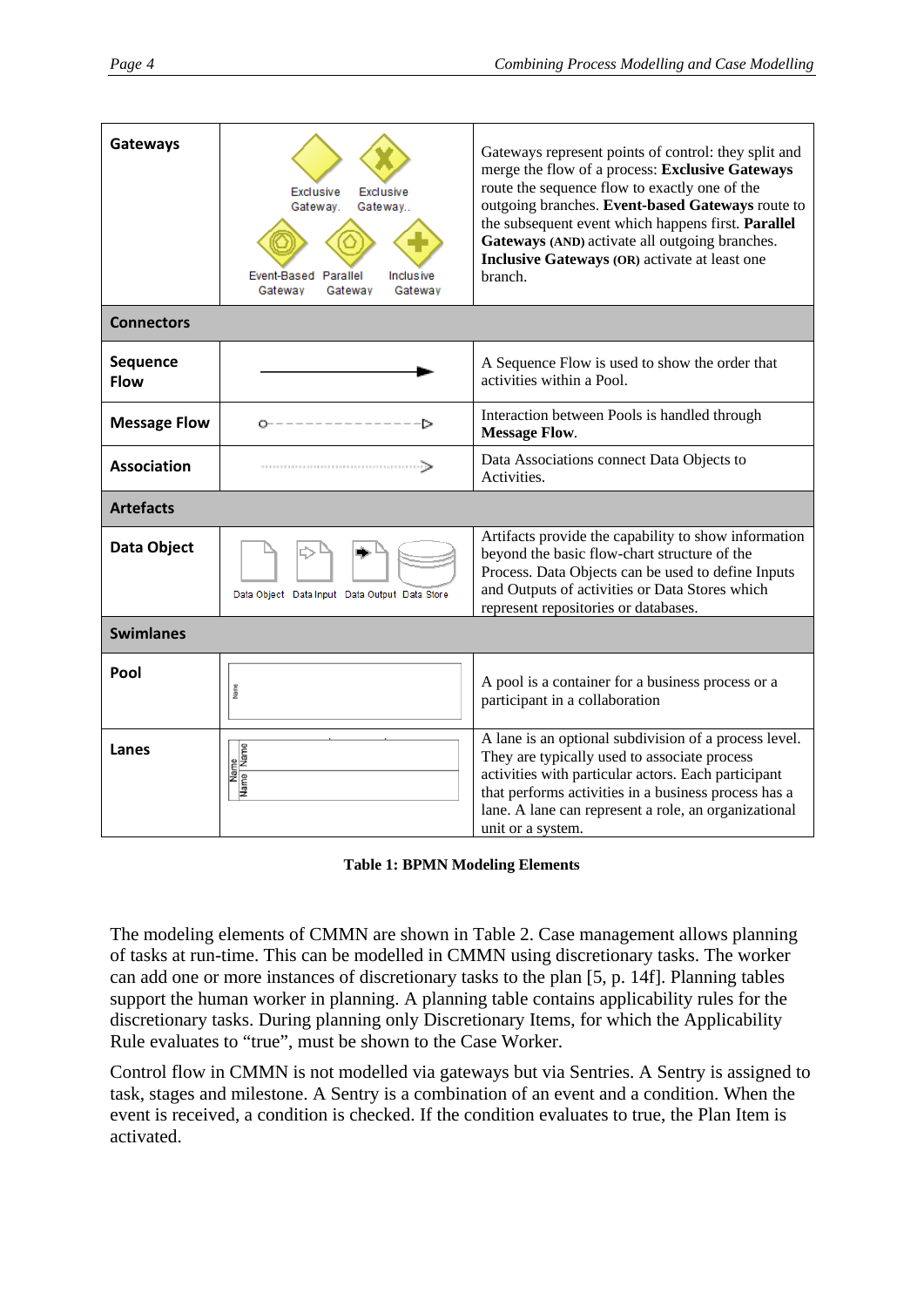| Gateways | Exclusive Gateway. Exclusive Gateway.. Event-Based Gateway Parallel Gateway Inclusive Gateway | Gateways represent points of control: they split and merge the flow of a process: **Exclusive Gateways** route the sequence flow to exactly one of the outgoing branches. **Event-based Gateways** route to the subsequent event which happens first. **Parallel Gateways (AND)** activate all outgoing branches. **Inclusive Gateways (OR)** activate at least one branch. |
|---|---|---|
| **Connectors** | | |
| **Sequence Flow** | | A Sequence Flow is used to show the order that activities within a Pool. |
| **Message Flow** | | Interaction between Pools is handled through **Message Flow**. |
| **Association** | | Data Associations connect Data Objects to Activities. |
| **Artefacts** | | |
| **Data Object** | Data Object Data Input Data Output Data Store | Artifacts provide the capability to show information beyond the basic flow-chart structure of the Process. Data Objects can be used to define Inputs and Outputs of activities or Data Stores which represent repositories or databases. |
| **Swimlanes** | | |
| **Pool** | Name | A pool is a container for a business process or a participant in a collaboration |
| **Lanes** | Name Name Name | A lane is an optional subdivision of a process level. They are typically used to associate process activities with particular actors. Each participant that performs activities in a business process has a lane. A lane can represent a role, an organizational unit or a system. |

**Table 1: BPMN Modeling Elements**

The modeling elements of CMMN are shown in Table 2. Case management allows planning of tasks at run-time. This can be modelled in CMMN using discretionary tasks. The worker can add one or more instances of discretionary tasks to the plan [5, p. 14f]. Planning tables support the human worker in planning. A planning table contains applicability rules for the discretionary tasks. During planning only Discretionary Items, for which the Applicability Rule evaluates to "true", must be shown to the Case Worker.

Control flow in CMMN is not modelled via gateways but via Sentries. A Sentry is assigned to task, stages and milestone. A Sentry is a combination of an event and a condition. When the event is received, a condition is checked. If the condition evaluates to true, the Plan Item is activated.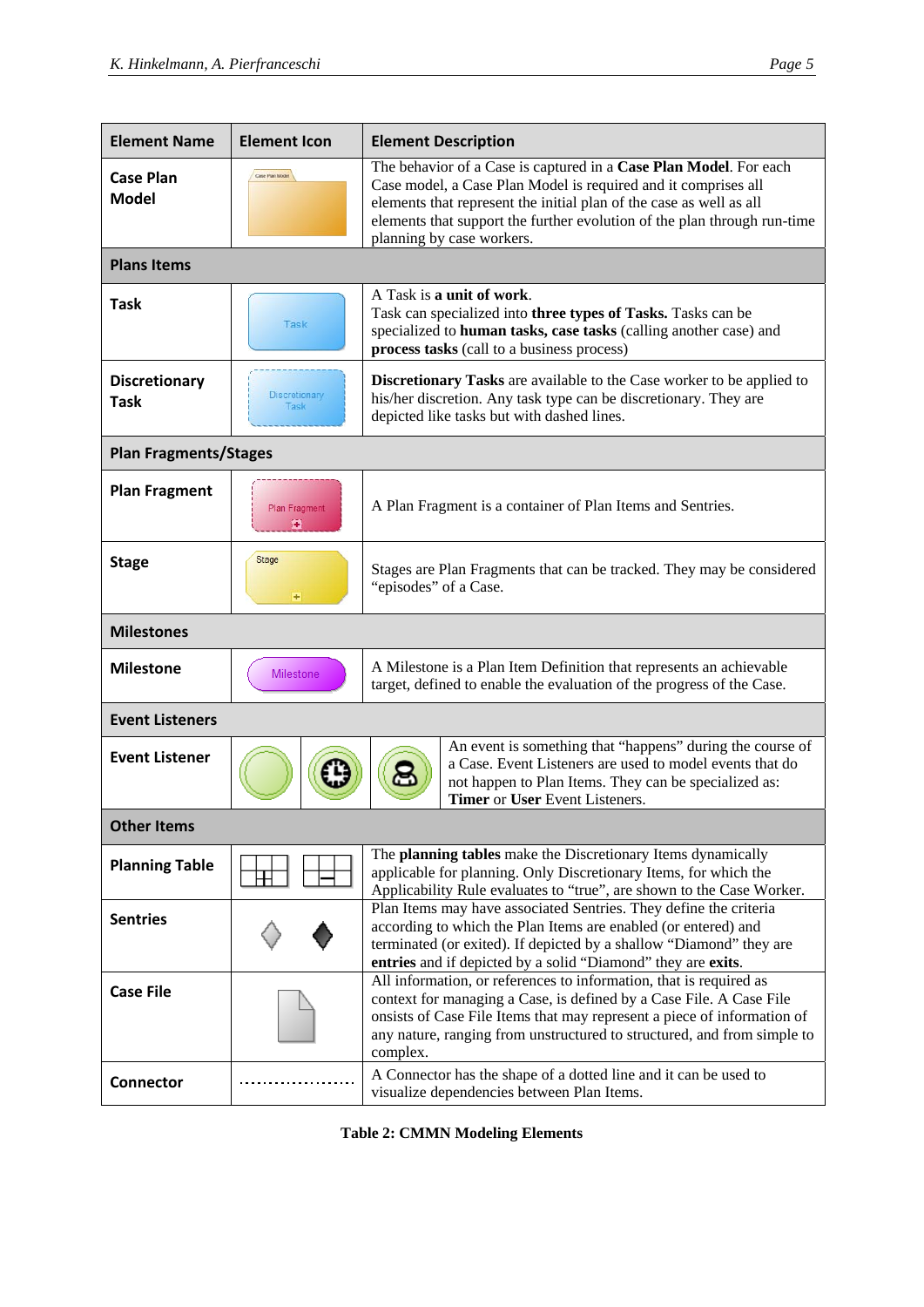| Element Name | Element Icon | Element Description |
|---|---|---|
| **Case Plan Model** | Case Plan Model | The behavior of a Case is captured in a **Case Plan Model**. For each Case model, a Case Plan Model is required and it comprises all elements that represent the initial plan of the case as well as all elements that support the further evolution of the plan through run-time planning by case workers. |
| **Plans Items** | | |
| **Task** | Task | A Task is **a unit of work**. Task can specialized into **three types of Tasks.** Tasks can be specialized to **human tasks, case tasks** (calling another case) and **process tasks** (call to a business process) |
| **Discretionary Task** | Discretionary Task | **Discretionary Tasks** are available to the Case worker to be applied to his/her discretion. Any task type can be discretionary. They are depicted like tasks but with dashed lines. |
| **Plan Fragments/Stages** | | |
| **Plan Fragment** | Plan Fragment | A Plan Fragment is a container of Plan Items and Sentries. |
| **Stage** | Stage | Stages are Plan Fragments that can be tracked. They may be considered "episodes" of a Case. |
| **Milestones** | | |
| **Milestone** | Milestone | A Milestone is a Plan Item Definition that represents an achievable target, defined to enable the evaluation of the progress of the Case. |
| **Event Listeners** | | |
| **Event Listener** | | An event is something that "happens" during the course of a Case. Event Listeners are used to model events that do not happen to Plan Items. They can be specialized as: **Timer** or **User** Event Listeners. |
| **Other Items** | | |
| **Planning Table** | | The **planning tables** make the Discretionary Items dynamically applicable for planning. Only Discretionary Items, for which the Applicability Rule evaluates to "true", are shown to the Case Worker. |
| **Sentries** | | Plan Items may have associated Sentries. They define the criteria according to which the Plan Items are enabled (or entered) and terminated (or exited). If depicted by a shallow "Diamond" they are **entries** and if depicted by a solid "Diamond" they are **exits**. |
| **Case File** | | All information, or references to information, that is required as context for managing a Case, is defined by a Case File. A Case File onsists of Case File Items that may represent a piece of information of any nature, ranging from unstructured to structured, and from simple to complex. |
| **Connector** | ..................... | A Connector has the shape of a dotted line and it can be used to visualize dependencies between Plan Items. |

**Table 2: CMMN Modeling Elements**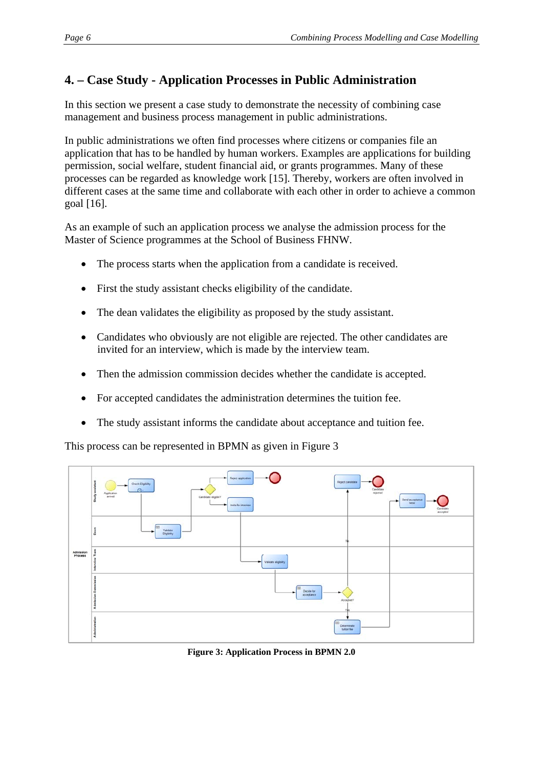## 4. – Case Study - Application Processes in Public Administration

In this section we present a case study to demonstrate the necessity of combining case management and business process management in public administrations.

In public administrations we often find processes where citizens or companies file an application that has to be handled by human workers. Examples are applications for building permission, social welfare, student financial aid, or grants programmes. Many of these processes can be regarded as knowledge work [15]. Thereby, workers are often involved in different cases at the same time and collaborate with each other in order to achieve a common goal [16].

As an example of such an application process we analyse the admission process for the Master of Science programmes at the School of Business FHNW.

- The process starts when the application from a candidate is received.
- First the study assistant checks eligibility of the candidate.
- The dean validates the eligibility as proposed by the study assistant.
- Candidates who obviously are not eligible are rejected. The other candidates are invited for an interview, which is made by the interview team.
- Then the admission commission decides whether the candidate is accepted.
- For accepted candidates the administration determines the tuition fee.
- The study assistant informs the candidate about acceptance and tuition fee.

This process can be represented in BPMN as given in Figure 3

**Figure 3: Application Process in BPMN 2.0**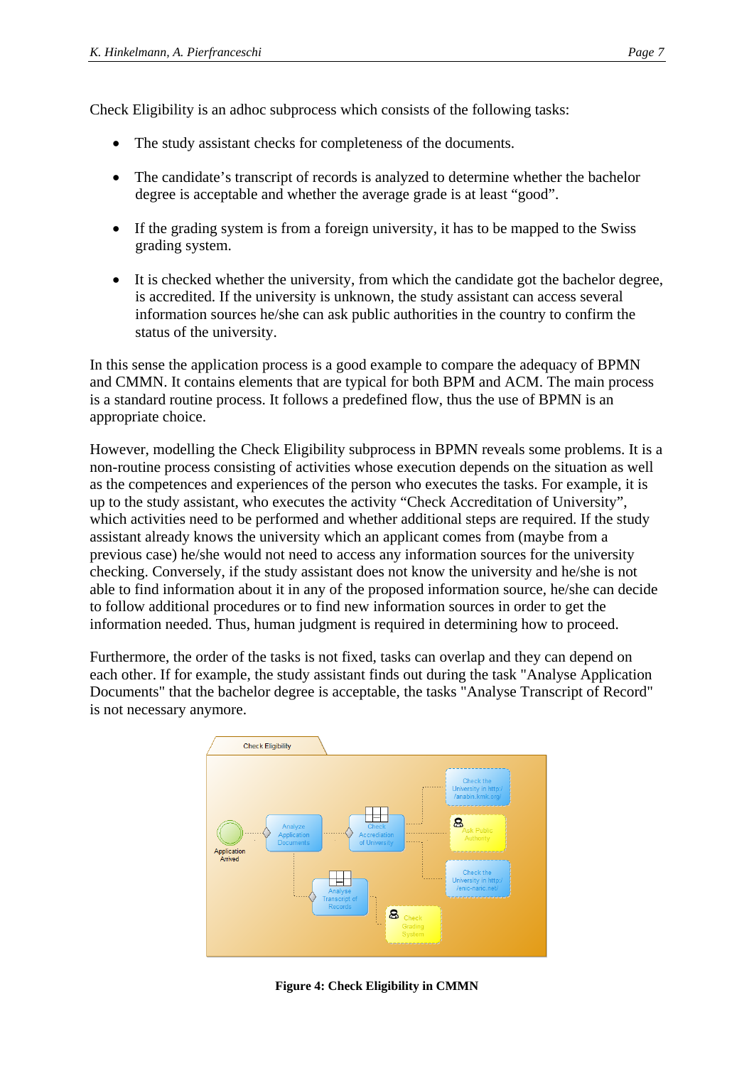Check Eligibility is an adhoc subprocess which consists of the following tasks:

- The study assistant checks for completeness of the documents.
- The candidate's transcript of records is analyzed to determine whether the bachelor degree is acceptable and whether the average grade is at least "good".
- If the grading system is from a foreign university, it has to be mapped to the Swiss grading system.
- It is checked whether the university, from which the candidate got the bachelor degree, is accredited. If the university is unknown, the study assistant can access several information sources he/she can ask public authorities in the country to confirm the status of the university.

In this sense the application process is a good example to compare the adequacy of BPMN and CMMN. It contains elements that are typical for both BPM and ACM. The main process is a standard routine process. It follows a predefined flow, thus the use of BPMN is an appropriate choice.

However, modelling the Check Eligibility subprocess in BPMN reveals some problems. It is a non-routine process consisting of activities whose execution depends on the situation as well as the competences and experiences of the person who executes the tasks. For example, it is up to the study assistant, who executes the activity "Check Accreditation of University", which activities need to be performed and whether additional steps are required. If the study assistant already knows the university which an applicant comes from (maybe from a previous case) he/she would not need to access any information sources for the university checking. Conversely, if the study assistant does not know the university and he/she is not able to find information about it in any of the proposed information source, he/she can decide to follow additional procedures or to find new information sources in order to get the information needed. Thus, human judgment is required in determining how to proceed.

Furthermore, the order of the tasks is not fixed, tasks can overlap and they can depend on each other. If for example, the study assistant finds out during the task "Analyse Application Documents" that the bachelor degree is acceptable, the tasks "Analyse Transcript of Record" is not necessary anymore.

**Figure 4: Check Eligibility in CMMN**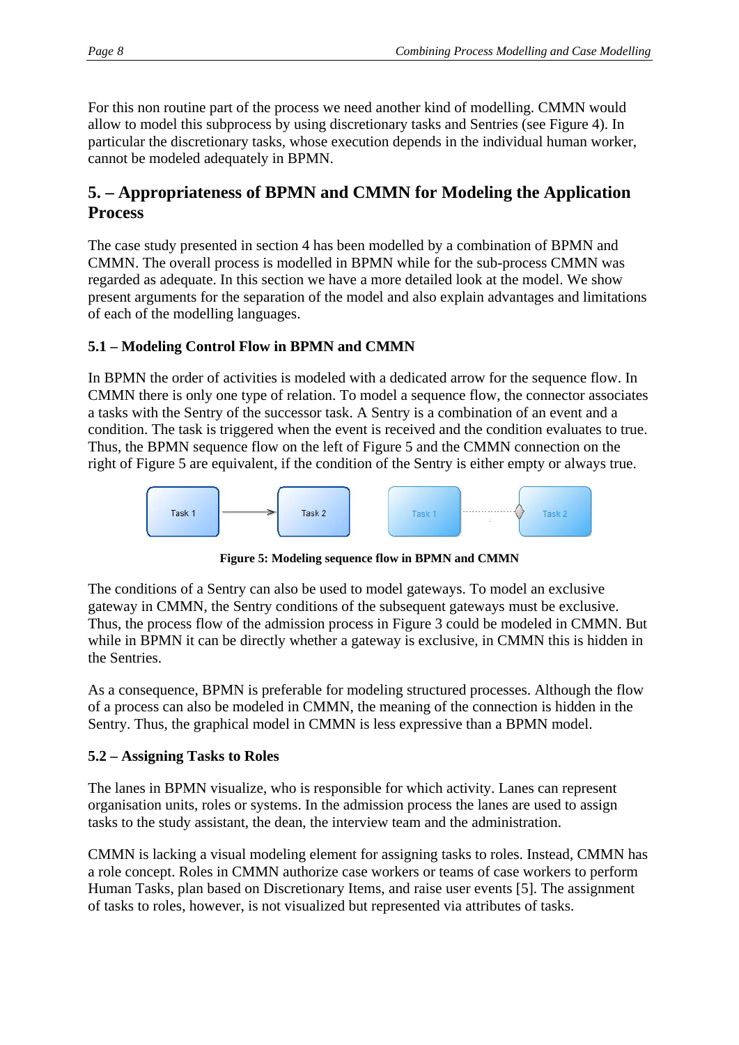For this non routine part of the process we need another kind of modelling. CMMN would allow to model this subprocess by using discretionary tasks and Sentries (see Figure 4). In particular the discretionary tasks, whose execution depends in the individual human worker, cannot be modeled adequately in BPMN.

## 5. – Appropriateness of BPMN and CMMN for Modeling the Application Process

The case study presented in section 4 has been modelled by a combination of BPMN and CMMN. The overall process is modelled in BPMN while for the sub-process CMMN was regarded as adequate. In this section we have a more detailed look at the model. We show present arguments for the separation of the model and also explain advantages and limitations of each of the modelling languages.

### 5.1 – Modeling Control Flow in BPMN and CMMN

In BPMN the order of activities is modeled with a dedicated arrow for the sequence flow. In CMMN there is only one type of relation. To model a sequence flow, the connector associates a tasks with the Sentry of the successor task. A Sentry is a combination of an event and a condition. The task is triggered when the event is received and the condition evaluates to true. Thus, the BPMN sequence flow on the left of Figure 5 and the CMMN connection on the right of Figure 5 are equivalent, if the condition of the Sentry is either empty or always true.

**Figure 5: Modeling sequence flow in BPMN and CMMN**

The conditions of a Sentry can also be used to model gateways. To model an exclusive gateway in CMMN, the Sentry conditions of the subsequent gateways must be exclusive. Thus, the process flow of the admission process in Figure 3 could be modeled in CMMN. But while in BPMN it can be directly whether a gateway is exclusive, in CMMN this is hidden in the Sentries.

As a consequence, BPMN is preferable for modeling structured processes. Although the flow of a process can also be modeled in CMMN, the meaning of the connection is hidden in the Sentry. Thus, the graphical model in CMMN is less expressive than a BPMN model.

### 5.2 – Assigning Tasks to Roles

The lanes in BPMN visualize, who is responsible for which activity. Lanes can represent organisation units, roles or systems. In the admission process the lanes are used to assign tasks to the study assistant, the dean, the interview team and the administration.

CMMN is lacking a visual modeling element for assigning tasks to roles. Instead, CMMN has a role concept. Roles in CMMN authorize case workers or teams of case workers to perform Human Tasks, plan based on Discretionary Items, and raise user events [5]. The assignment of tasks to roles, however, is not visualized but represented via attributes of tasks.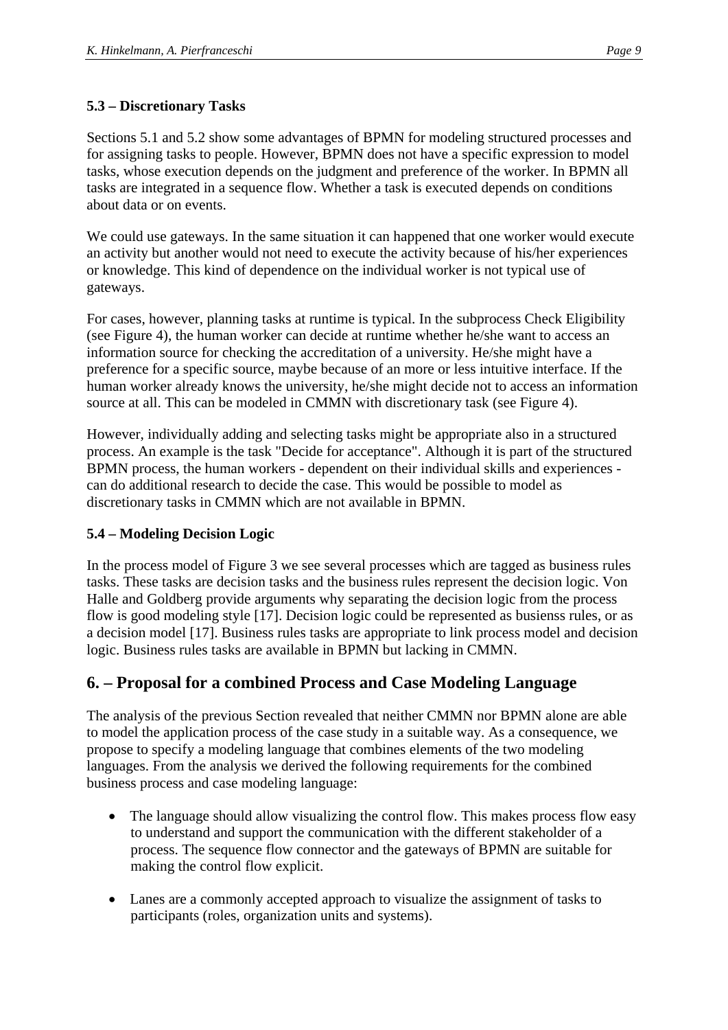### 5.3 – Discretionary Tasks

Sections 5.1 and 5.2 show some advantages of BPMN for modeling structured processes and for assigning tasks to people. However, BPMN does not have a specific expression to model tasks, whose execution depends on the judgment and preference of the worker. In BPMN all tasks are integrated in a sequence flow. Whether a task is executed depends on conditions about data or on events.

We could use gateways. In the same situation it can happened that one worker would execute an activity but another would not need to execute the activity because of his/her experiences or knowledge. This kind of dependence on the individual worker is not typical use of gateways.

For cases, however, planning tasks at runtime is typical. In the subprocess Check Eligibility (see Figure 4), the human worker can decide at runtime whether he/she want to access an information source for checking the accreditation of a university. He/she might have a preference for a specific source, maybe because of an more or less intuitive interface. If the human worker already knows the university, he/she might decide not to access an information source at all. This can be modeled in CMMN with discretionary task (see Figure 4).

However, individually adding and selecting tasks might be appropriate also in a structured process. An example is the task "Decide for acceptance". Although it is part of the structured BPMN process, the human workers - dependent on their individual skills and experiences - can do additional research to decide the case. This would be possible to model as discretionary tasks in CMMN which are not available in BPMN.

### 5.4 – Modeling Decision Logic

In the process model of Figure 3 we see several processes which are tagged as business rules tasks. These tasks are decision tasks and the business rules represent the decision logic. Von Halle and Goldberg provide arguments why separating the decision logic from the process flow is good modeling style [17]. Decision logic could be represented as busienss rules, or as a decision model [17]. Business rules tasks are appropriate to link process model and decision logic. Business rules tasks are available in BPMN but lacking in CMMN.

## 6. – Proposal for a combined Process and Case Modeling Language

The analysis of the previous Section revealed that neither CMMN nor BPMN alone are able to model the application process of the case study in a suitable way. As a consequence, we propose to specify a modeling language that combines elements of the two modeling languages. From the analysis we derived the following requirements for the combined business process and case modeling language:

- The language should allow visualizing the control flow. This makes process flow easy to understand and support the communication with the different stakeholder of a process. The sequence flow connector and the gateways of BPMN are suitable for making the control flow explicit.
- Lanes are a commonly accepted approach to visualize the assignment of tasks to participants (roles, organization units and systems).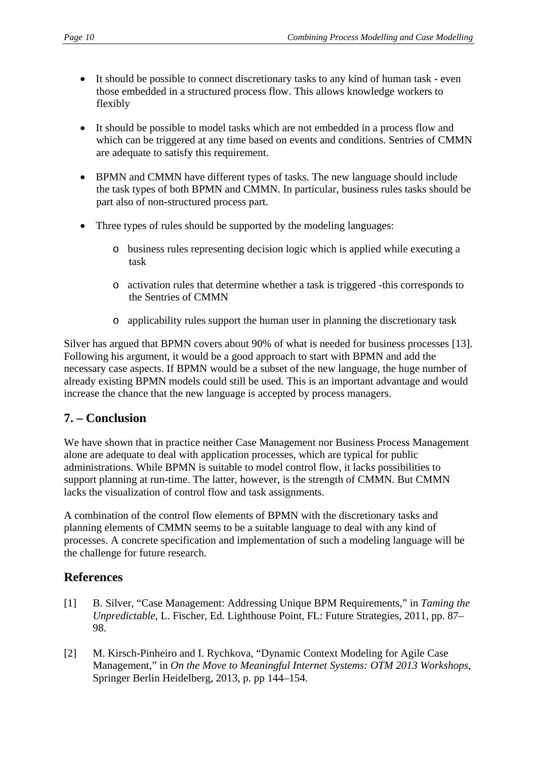- It should be possible to connect discretionary tasks to any kind of human task - even those embedded in a structured process flow. This allows knowledge workers to flexibly

- It should be possible to model tasks which are not embedded in a process flow and which can be triggered at any time based on events and conditions. Sentries of CMMN are adequate to satisfy this requirement.

- BPMN and CMMN have different types of tasks. The new language should include the task types of both BPMN and CMMN. In particular, business rules tasks should be part also of non-structured process part.

- Three types of rules should be supported by the modeling languages:

  - business rules representing decision logic which is applied while executing a task

  - activation rules that determine whether a task is triggered -this corresponds to the Sentries of CMMN

  - applicability rules support the human user in planning the discretionary task

Silver has argued that BPMN covers about 90% of what is needed for business processes [13]. Following his argument, it would be a good approach to start with BPMN and add the necessary case aspects. If BPMN would be a subset of the new language, the huge number of already existing BPMN models could still be used. This is an important advantage and would increase the chance that the new language is accepted by process managers.

## 7. – Conclusion

We have shown that in practice neither Case Management nor Business Process Management alone are adequate to deal with application processes, which are typical for public administrations. While BPMN is suitable to model control flow, it lacks possibilities to support planning at run-time. The latter, however, is the strength of CMMN. But CMMN lacks the visualization of control flow and task assignments.

A combination of the control flow elements of BPMN with the discretionary tasks and planning elements of CMMN seems to be a suitable language to deal with any kind of processes. A concrete specification and implementation of such a modeling language will be the challenge for future research.

## References

[1] B. Silver, "Case Management: Addressing Unique BPM Requirements," in *Taming the Unpredictable*, L. Fischer, Ed. Lighthouse Point, FL: Future Strategies, 2011, pp. 87–98.

[2] M. Kirsch-Pinheiro and I. Rychkova, "Dynamic Context Modeling for Agile Case Management," in *On the Move to Meaningful Internet Systems: OTM 2013 Workshops*, Springer Berlin Heidelberg, 2013, p. pp 144–154.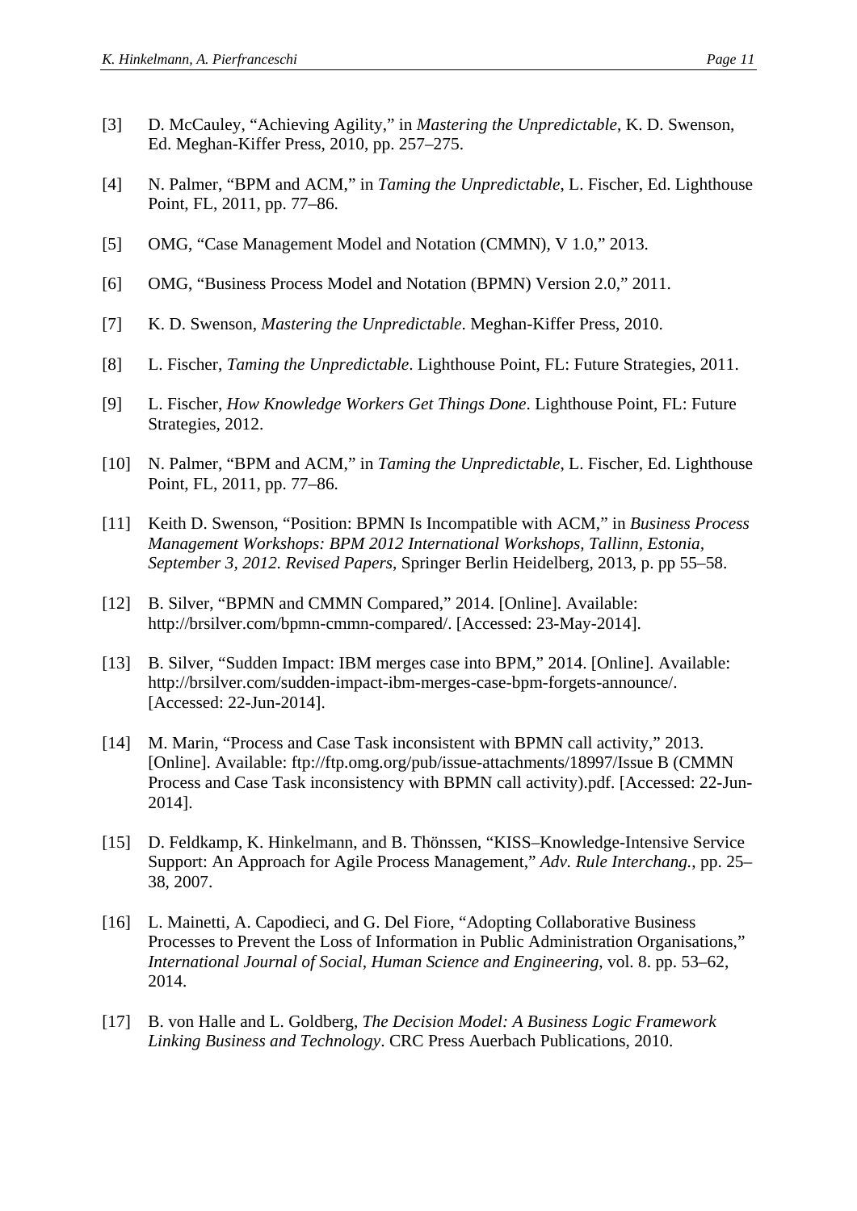[3] D. McCauley, “Achieving Agility,” in *Mastering the Unpredictable*, K. D. Swenson, Ed. Meghan-Kiffer Press, 2010, pp. 257–275.

[4] N. Palmer, “BPM and ACM,” in *Taming the Unpredictable*, L. Fischer, Ed. Lighthouse Point, FL, 2011, pp. 77–86.

[5] OMG, “Case Management Model and Notation (CMMN), V 1.0,” 2013.

[6] OMG, “Business Process Model and Notation (BPMN) Version 2.0,” 2011.

[7] K. D. Swenson, *Mastering the Unpredictable*. Meghan-Kiffer Press, 2010.

[8] L. Fischer, *Taming the Unpredictable*. Lighthouse Point, FL: Future Strategies, 2011.

[9] L. Fischer, *How Knowledge Workers Get Things Done*. Lighthouse Point, FL: Future Strategies, 2012.

[10] N. Palmer, “BPM and ACM,” in *Taming the Unpredictable*, L. Fischer, Ed. Lighthouse Point, FL, 2011, pp. 77–86.

[11] Keith D. Swenson, “Position: BPMN Is Incompatible with ACM,” in *Business Process Management Workshops: BPM 2012 International Workshops, Tallinn, Estonia, September 3, 2012. Revised Papers*, Springer Berlin Heidelberg, 2013, p. pp 55–58.

[12] B. Silver, “BPMN and CMMN Compared,” 2014. [Online]. Available: http://brsilver.com/bpmn-cmmn-compared/. [Accessed: 23-May-2014].

[13] B. Silver, “Sudden Impact: IBM merges case into BPM,” 2014. [Online]. Available: http://brsilver.com/sudden-impact-ibm-merges-case-bpm-forgets-announce/. [Accessed: 22-Jun-2014].

[14] M. Marin, “Process and Case Task inconsistent with BPMN call activity,” 2013. [Online]. Available: ftp://ftp.omg.org/pub/issue-attachments/18997/Issue B (CMMN Process and Case Task inconsistency with BPMN call activity).pdf. [Accessed: 22-Jun-2014].

[15] D. Feldkamp, K. Hinkelmann, and B. Thönssen, “KISS–Knowledge-Intensive Service Support: An Approach for Agile Process Management,” *Adv. Rule Interchang.*, pp. 25–38, 2007.

[16] L. Mainetti, A. Capodieci, and G. Del Fiore, “Adopting Collaborative Business Processes to Prevent the Loss of Information in Public Administration Organisations,” *International Journal of Social, Human Science and Engineering*, vol. 8. pp. 53–62, 2014.

[17] B. von Halle and L. Goldberg, *The Decision Model: A Business Logic Framework Linking Business and Technology*. CRC Press Auerbach Publications, 2010.